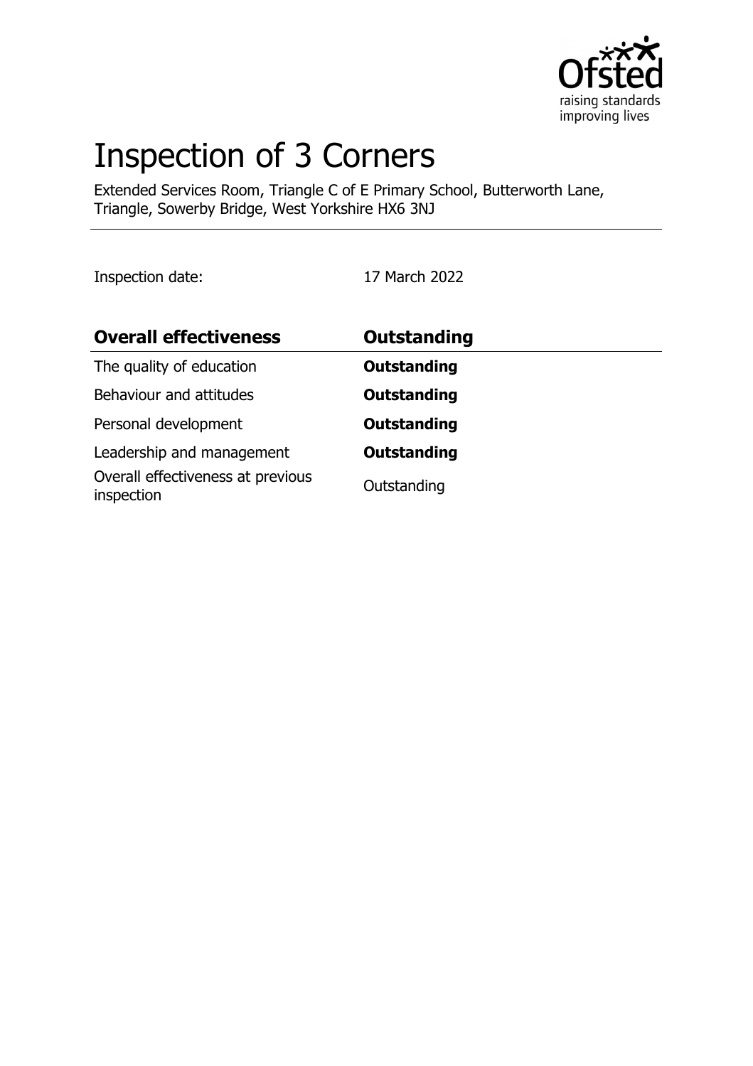# Inspection of 3 Corners

Extended Services Room, Triangle C of E Primary School, Butterworth Lane, Triangle, Sowerby Bridge, West Yorkshire HX6 3NJ

Inspection date: 17 March 2022

| **Overall effectiveness** | **Outstanding** |
| --- | --- |
| The quality of education | **Outstanding** |
| Behaviour and attitudes | **Outstanding** |
| Personal development | **Outstanding** |
| Leadership and management | **Outstanding** |
| Overall effectiveness at previous inspection | Outstanding |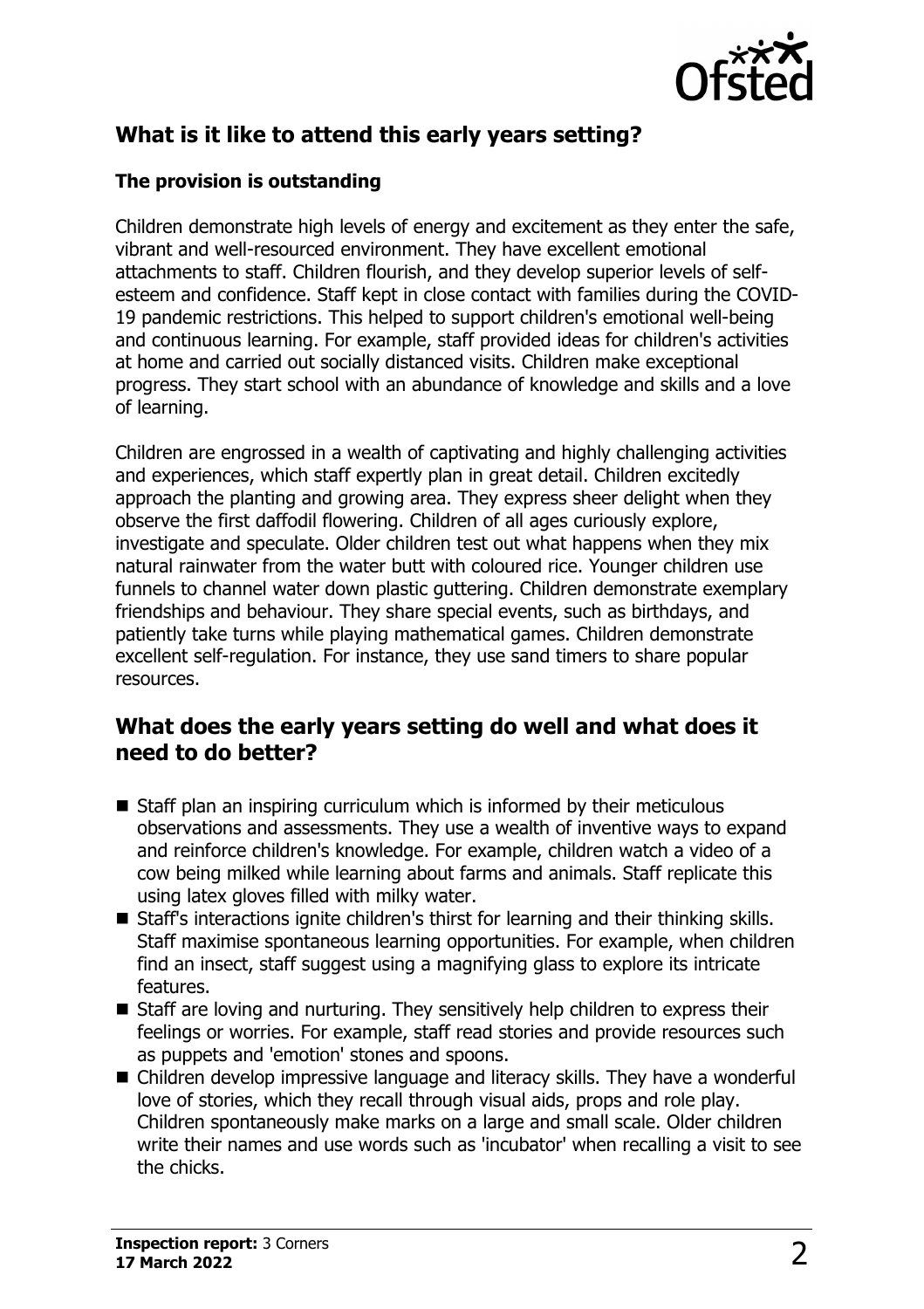## What is it like to attend this early years setting?

### The provision is outstanding

Children demonstrate high levels of energy and excitement as they enter the safe, vibrant and well-resourced environment. They have excellent emotional attachments to staff. Children flourish, and they develop superior levels of self-esteem and confidence. Staff kept in close contact with families during the COVID-19 pandemic restrictions. This helped to support children's emotional well-being and continuous learning. For example, staff provided ideas for children's activities at home and carried out socially distanced visits. Children make exceptional progress. They start school with an abundance of knowledge and skills and a love of learning.

Children are engrossed in a wealth of captivating and highly challenging activities and experiences, which staff expertly plan in great detail. Children excitedly approach the planting and growing area. They express sheer delight when they observe the first daffodil flowering. Children of all ages curiously explore, investigate and speculate. Older children test out what happens when they mix natural rainwater from the water butt with coloured rice. Younger children use funnels to channel water down plastic guttering. Children demonstrate exemplary friendships and behaviour. They share special events, such as birthdays, and patiently take turns while playing mathematical games. Children demonstrate excellent self-regulation. For instance, they use sand timers to share popular resources.

## What does the early years setting do well and what does it need to do better?

- Staff plan an inspiring curriculum which is informed by their meticulous observations and assessments. They use a wealth of inventive ways to expand and reinforce children's knowledge. For example, children watch a video of a cow being milked while learning about farms and animals. Staff replicate this using latex gloves filled with milky water.
- Staff's interactions ignite children's thirst for learning and their thinking skills. Staff maximise spontaneous learning opportunities. For example, when children find an insect, staff suggest using a magnifying glass to explore its intricate features.
- Staff are loving and nurturing. They sensitively help children to express their feelings or worries. For example, staff read stories and provide resources such as puppets and 'emotion' stones and spoons.
- Children develop impressive language and literacy skills. They have a wonderful love of stories, which they recall through visual aids, props and role play. Children spontaneously make marks on a large and small scale. Older children write their names and use words such as 'incubator' when recalling a visit to see the chicks.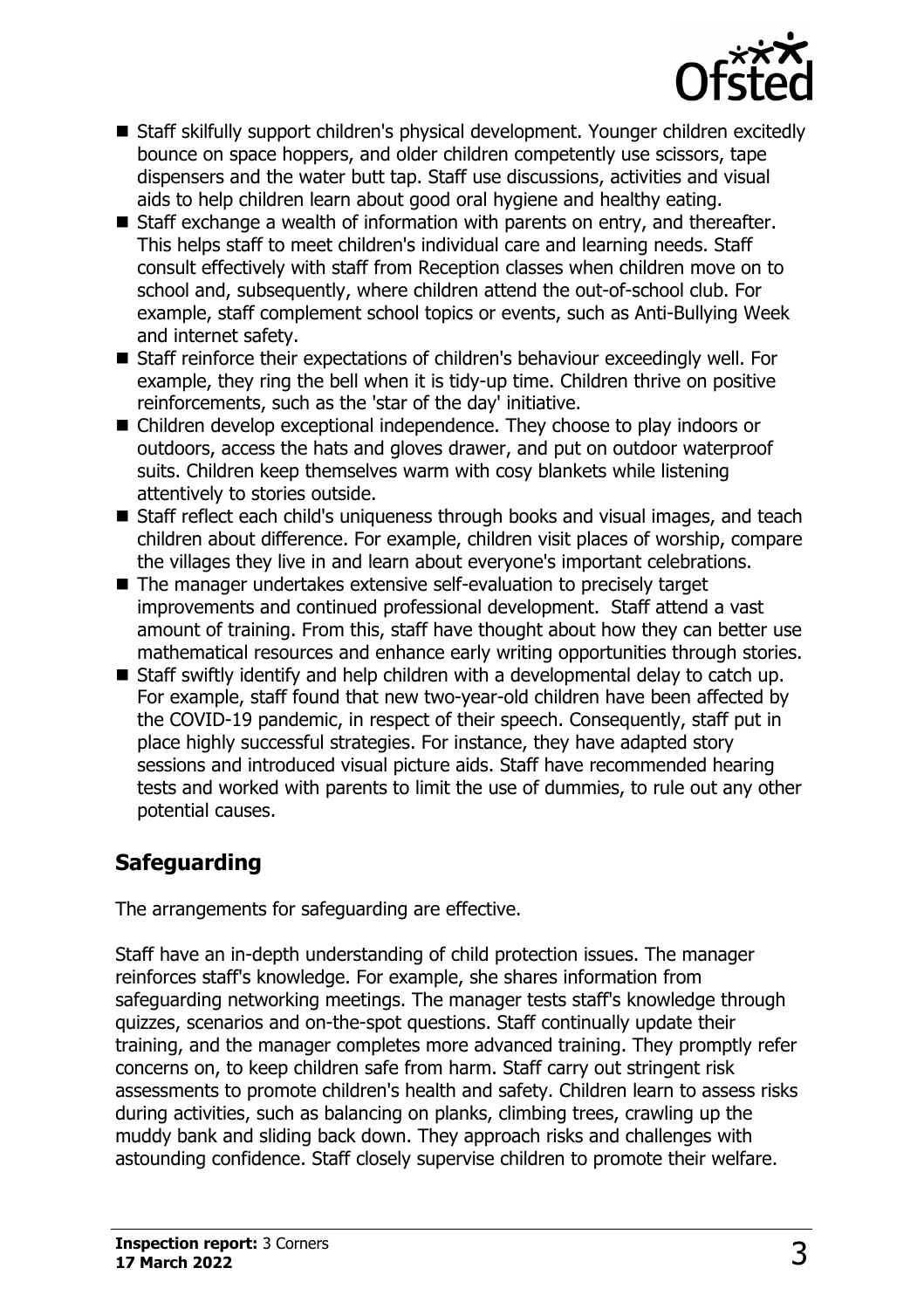- Staff skilfully support children's physical development. Younger children excitedly bounce on space hoppers, and older children competently use scissors, tape dispensers and the water butt tap. Staff use discussions, activities and visual aids to help children learn about good oral hygiene and healthy eating.
- Staff exchange a wealth of information with parents on entry, and thereafter. This helps staff to meet children's individual care and learning needs. Staff consult effectively with staff from Reception classes when children move on to school and, subsequently, where children attend the out-of-school club. For example, staff complement school topics or events, such as Anti-Bullying Week and internet safety.
- Staff reinforce their expectations of children's behaviour exceedingly well. For example, they ring the bell when it is tidy-up time. Children thrive on positive reinforcements, such as the 'star of the day' initiative.
- Children develop exceptional independence. They choose to play indoors or outdoors, access the hats and gloves drawer, and put on outdoor waterproof suits. Children keep themselves warm with cosy blankets while listening attentively to stories outside.
- Staff reflect each child's uniqueness through books and visual images, and teach children about difference. For example, children visit places of worship, compare the villages they live in and learn about everyone's important celebrations.
- The manager undertakes extensive self-evaluation to precisely target improvements and continued professional development. Staff attend a vast amount of training. From this, staff have thought about how they can better use mathematical resources and enhance early writing opportunities through stories.
- Staff swiftly identify and help children with a developmental delay to catch up. For example, staff found that new two-year-old children have been affected by the COVID-19 pandemic, in respect of their speech. Consequently, staff put in place highly successful strategies. For instance, they have adapted story sessions and introduced visual picture aids. Staff have recommended hearing tests and worked with parents to limit the use of dummies, to rule out any other potential causes.

## Safeguarding

The arrangements for safeguarding are effective.

Staff have an in-depth understanding of child protection issues. The manager reinforces staff's knowledge. For example, she shares information from safeguarding networking meetings. The manager tests staff's knowledge through quizzes, scenarios and on-the-spot questions. Staff continually update their training, and the manager completes more advanced training. They promptly refer concerns on, to keep children safe from harm. Staff carry out stringent risk assessments to promote children's health and safety. Children learn to assess risks during activities, such as balancing on planks, climbing trees, crawling up the muddy bank and sliding back down. They approach risks and challenges with astounding confidence. Staff closely supervise children to promote their welfare.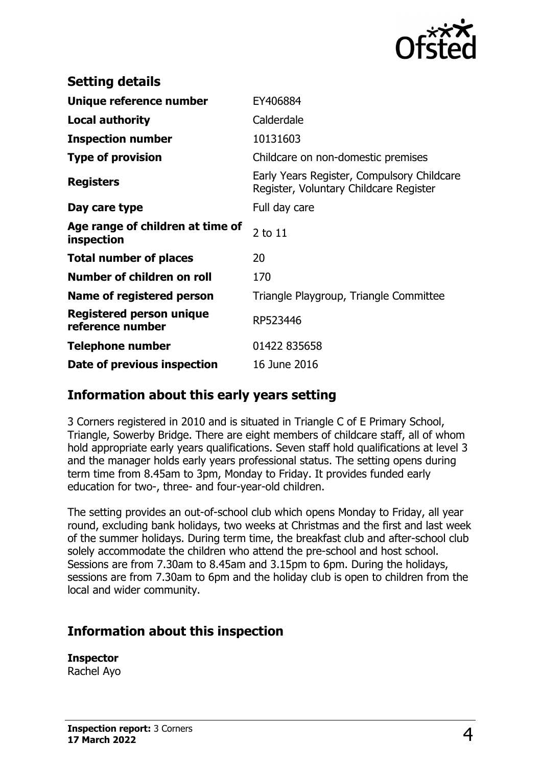## Setting details

| | |
|---|---|
| **Unique reference number** | EY406884 |
| **Local authority** | Calderdale |
| **Inspection number** | 10131603 |
| **Type of provision** | Childcare on non-domestic premises |
| **Registers** | Early Years Register, Compulsory Childcare Register, Voluntary Childcare Register |
| **Day care type** | Full day care |
| **Age range of children at time of inspection** | 2 to 11 |
| **Total number of places** | 20 |
| **Number of children on roll** | 170 |
| **Name of registered person** | Triangle Playgroup, Triangle Committee |
| **Registered person unique reference number** | RP523446 |
| **Telephone number** | 01422 835658 |
| **Date of previous inspection** | 16 June 2016 |

## Information about this early years setting

3 Corners registered in 2010 and is situated in Triangle C of E Primary School, Triangle, Sowerby Bridge. There are eight members of childcare staff, all of whom hold appropriate early years qualifications. Seven staff hold qualifications at level 3 and the manager holds early years professional status. The setting opens during term time from 8.45am to 3pm, Monday to Friday. It provides funded early education for two-, three- and four-year-old children.

The setting provides an out-of-school club which opens Monday to Friday, all year round, excluding bank holidays, two weeks at Christmas and the first and last week of the summer holidays. During term time, the breakfast club and after-school club solely accommodate the children who attend the pre-school and host school. Sessions are from 7.30am to 8.45am and 3.15pm to 6pm. During the holidays, sessions are from 7.30am to 6pm and the holiday club is open to children from the local and wider community.

## Information about this inspection

**Inspector**
Rachel Ayo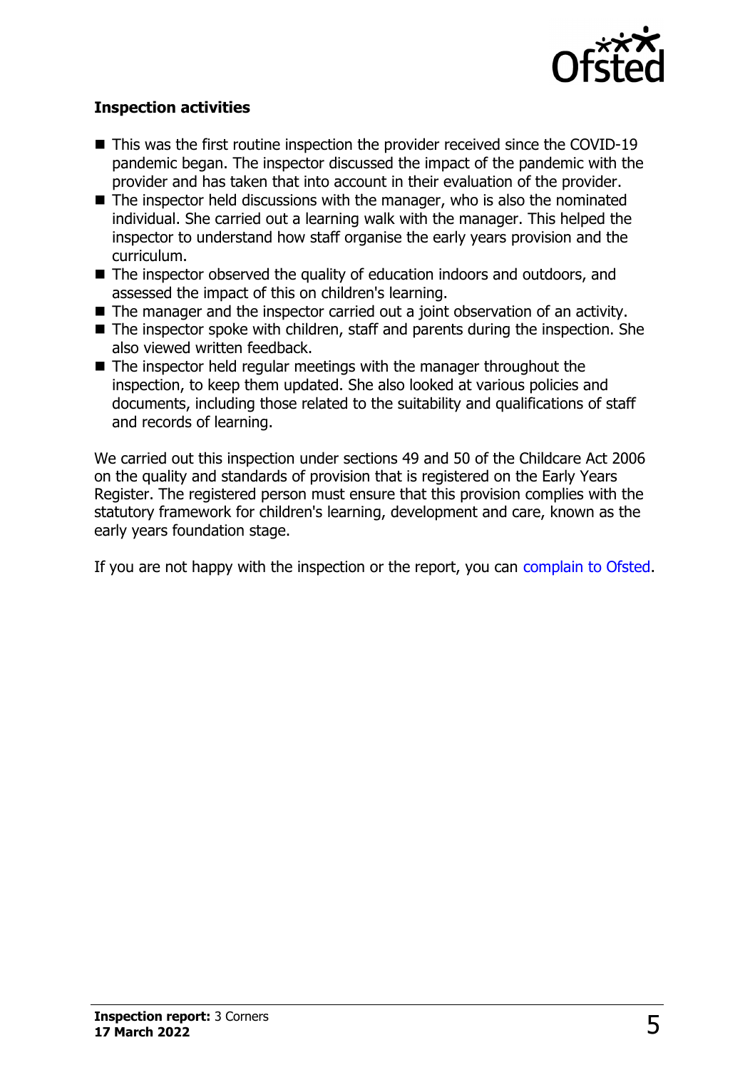### Inspection activities

- This was the first routine inspection the provider received since the COVID-19 pandemic began. The inspector discussed the impact of the pandemic with the provider and has taken that into account in their evaluation of the provider.
- The inspector held discussions with the manager, who is also the nominated individual. She carried out a learning walk with the manager. This helped the inspector to understand how staff organise the early years provision and the curriculum.
- The inspector observed the quality of education indoors and outdoors, and assessed the impact of this on children's learning.
- The manager and the inspector carried out a joint observation of an activity.
- The inspector spoke with children, staff and parents during the inspection. She also viewed written feedback.
- The inspector held regular meetings with the manager throughout the inspection, to keep them updated. She also looked at various policies and documents, including those related to the suitability and qualifications of staff and records of learning.

We carried out this inspection under sections 49 and 50 of the Childcare Act 2006 on the quality and standards of provision that is registered on the Early Years Register. The registered person must ensure that this provision complies with the statutory framework for children's learning, development and care, known as the early years foundation stage.

If you are not happy with the inspection or the report, you can complain to Ofsted.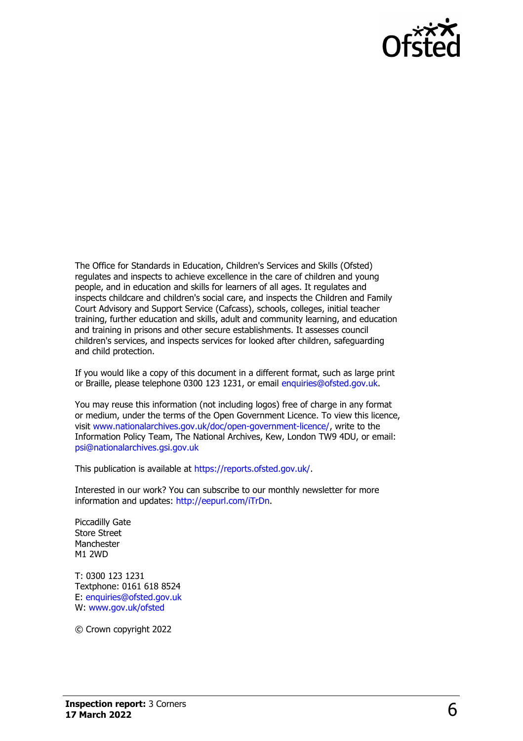The Office for Standards in Education, Children's Services and Skills (Ofsted) regulates and inspects to achieve excellence in the care of children and young people, and in education and skills for learners of all ages. It regulates and inspects childcare and children's social care, and inspects the Children and Family Court Advisory and Support Service (Cafcass), schools, colleges, initial teacher training, further education and skills, adult and community learning, and education and training in prisons and other secure establishments. It assesses council children's services, and inspects services for looked after children, safeguarding and child protection.

If you would like a copy of this document in a different format, such as large print or Braille, please telephone 0300 123 1231, or email enquiries@ofsted.gov.uk.

You may reuse this information (not including logos) free of charge in any format or medium, under the terms of the Open Government Licence. To view this licence, visit www.nationalarchives.gov.uk/doc/open-government-licence/, write to the Information Policy Team, The National Archives, Kew, London TW9 4DU, or email: psi@nationalarchives.gsi.gov.uk

This publication is available at https://reports.ofsted.gov.uk/.

Interested in our work? You can subscribe to our monthly newsletter for more information and updates: http://eepurl.com/iTrDn.

Piccadilly Gate
Store Street
Manchester
M1 2WD

T: 0300 123 1231
Textphone: 0161 618 8524
E: enquiries@ofsted.gov.uk
W: www.gov.uk/ofsted

© Crown copyright 2022